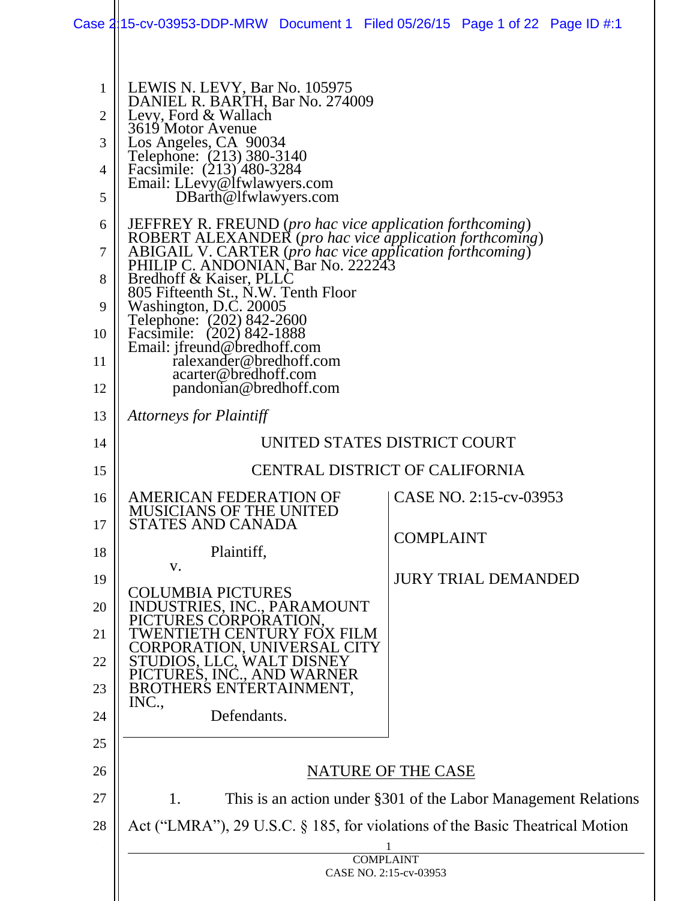LEWIS N. LEVY, Bar No. 105975
DANIEL R. BARTH, Bar No. 274009
Levy, Ford & Wallach
3619 Motor Avenue
Los Angeles, CA 90034
Telephone: (213) 380-3140
Facsimile: (213) 480-3284
Email: LLevy@lfwlawyers.com
DBarth@lfwlawyers.com

JEFFREY R. FREUND (*pro hac vice application forthcoming*)
ROBERT ALEXANDER (*pro hac vice application forthcoming*)
ABIGAIL V. CARTER (*pro hac vice application forthcoming*)
PHILIP C. ANDONIAN, Bar No. 222243
Bredhoff & Kaiser, PLLC
805 Fifteenth St., N.W. Tenth Floor
Washington, D.C. 20005
Telephone: (202) 842-2600
Facsimile: (202) 842-1888
Email: jfreund@bredhoff.com
ralexander@bredhoff.com
acarter@bredhoff.com
pandonian@bredhoff.com

*Attorneys for Plaintiff*

UNITED STATES DISTRICT COURT

CENTRAL DISTRICT OF CALIFORNIA

AMERICAN FEDERATION OF MUSICIANS OF THE UNITED STATES AND CANADA

Plaintiff,

v.

COLUMBIA PICTURES INDUSTRIES, INC., PARAMOUNT PICTURES CORPORATION, TWENTIETH CENTURY FOX FILM CORPORATION, UNIVERSAL CITY STUDIOS, LLC, WALT DISNEY PICTURES, INC., AND WARNER BROTHERS ENTERTAINMENT, INC.,

Defendants.

CASE NO. 2:15-cv-03953

COMPLAINT

JURY TRIAL DEMANDED

## NATURE OF THE CASE

1. This is an action under §301 of the Labor Management Relations Act ("LMRA"), 29 U.S.C. § 185, for violations of the Basic Theatrical Motion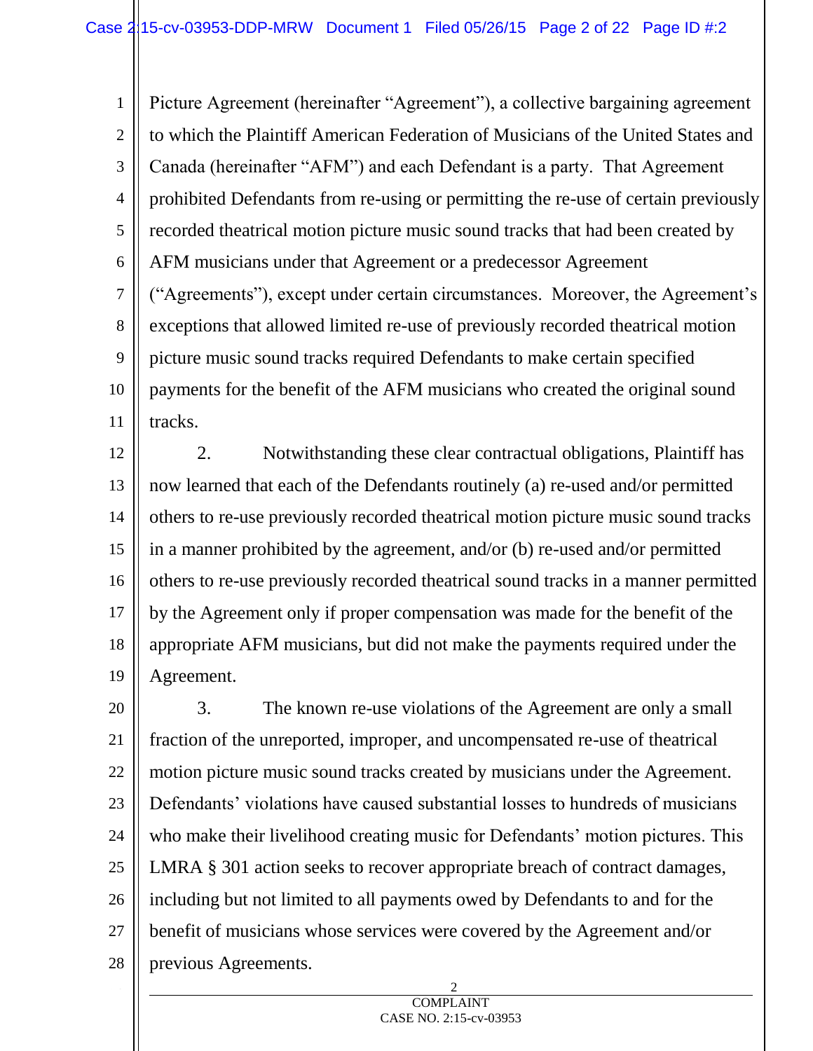Picture Agreement (hereinafter "Agreement"), a collective bargaining agreement to which the Plaintiff American Federation of Musicians of the United States and Canada (hereinafter "AFM") and each Defendant is a party. That Agreement prohibited Defendants from re-using or permitting the re-use of certain previously recorded theatrical motion picture music sound tracks that had been created by AFM musicians under that Agreement or a predecessor Agreement ("Agreements"), except under certain circumstances. Moreover, the Agreement's exceptions that allowed limited re-use of previously recorded theatrical motion picture music sound tracks required Defendants to make certain specified payments for the benefit of the AFM musicians who created the original sound tracks.

2. Notwithstanding these clear contractual obligations, Plaintiff has now learned that each of the Defendants routinely (a) re-used and/or permitted others to re-use previously recorded theatrical motion picture music sound tracks in a manner prohibited by the agreement, and/or (b) re-used and/or permitted others to re-use previously recorded theatrical sound tracks in a manner permitted by the Agreement only if proper compensation was made for the benefit of the appropriate AFM musicians, but did not make the payments required under the Agreement.

3. The known re-use violations of the Agreement are only a small fraction of the unreported, improper, and uncompensated re-use of theatrical motion picture music sound tracks created by musicians under the Agreement. Defendants' violations have caused substantial losses to hundreds of musicians who make their livelihood creating music for Defendants' motion pictures. This LMRA § 301 action seeks to recover appropriate breach of contract damages, including but not limited to all payments owed by Defendants to and for the benefit of musicians whose services were covered by the Agreement and/or previous Agreements.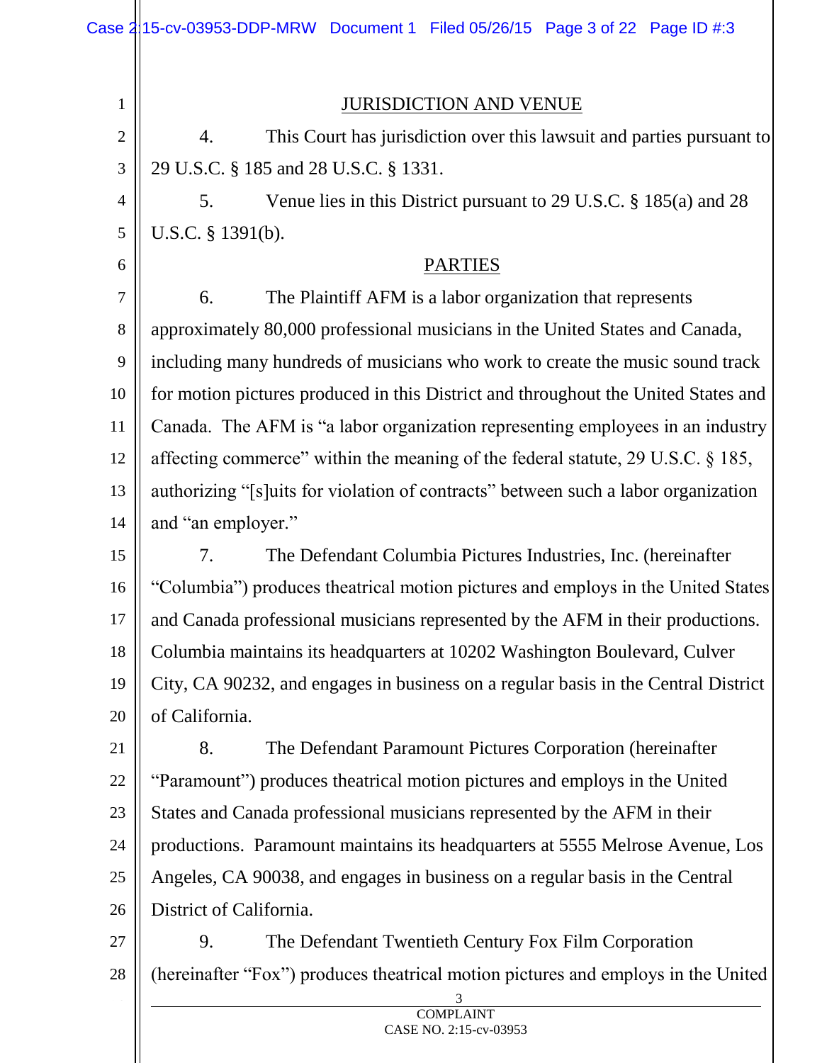## JURISDICTION AND VENUE

4. This Court has jurisdiction over this lawsuit and parties pursuant to 29 U.S.C. § 185 and 28 U.S.C. § 1331.

5. Venue lies in this District pursuant to 29 U.S.C. § 185(a) and 28 U.S.C. § 1391(b).

## PARTIES

6. The Plaintiff AFM is a labor organization that represents approximately 80,000 professional musicians in the United States and Canada, including many hundreds of musicians who work to create the music sound track for motion pictures produced in this District and throughout the United States and Canada. The AFM is "a labor organization representing employees in an industry affecting commerce" within the meaning of the federal statute, 29 U.S.C. § 185, authorizing "[s]uits for violation of contracts" between such a labor organization and "an employer."

7. The Defendant Columbia Pictures Industries, Inc. (hereinafter "Columbia") produces theatrical motion pictures and employs in the United States and Canada professional musicians represented by the AFM in their productions. Columbia maintains its headquarters at 10202 Washington Boulevard, Culver City, CA 90232, and engages in business on a regular basis in the Central District of California.

8. The Defendant Paramount Pictures Corporation (hereinafter "Paramount") produces theatrical motion pictures and employs in the United States and Canada professional musicians represented by the AFM in their productions. Paramount maintains its headquarters at 5555 Melrose Avenue, Los Angeles, CA 90038, and engages in business on a regular basis in the Central District of California.

9. The Defendant Twentieth Century Fox Film Corporation (hereinafter "Fox") produces theatrical motion pictures and employs in the United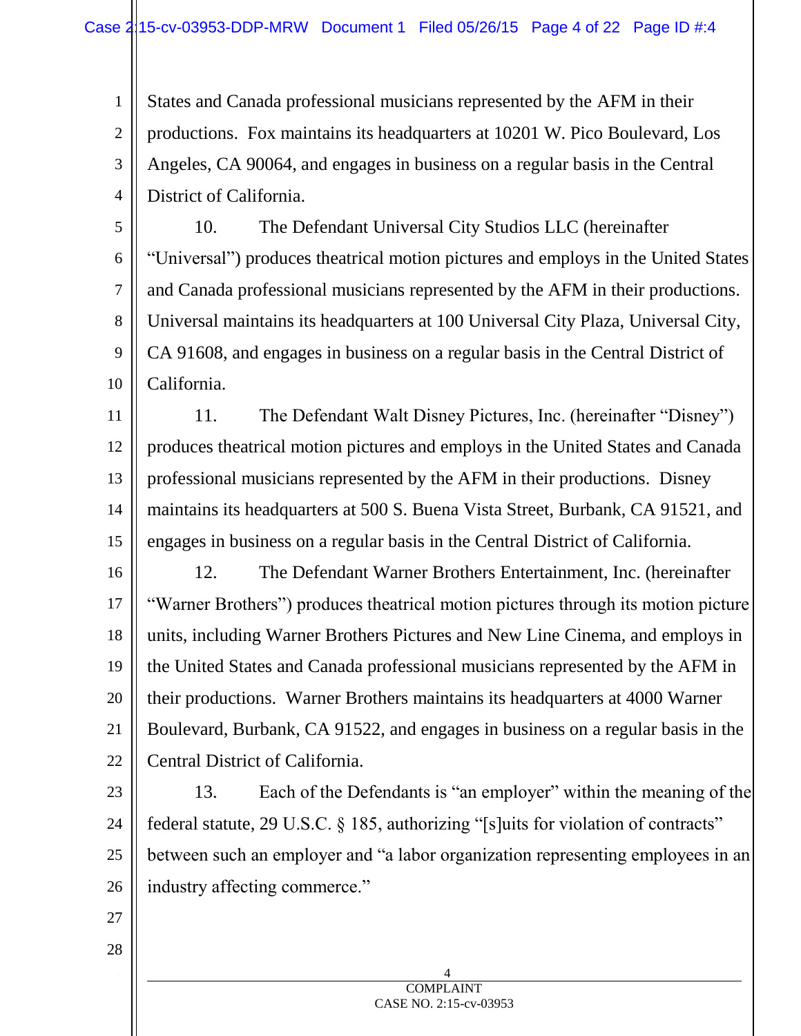States and Canada professional musicians represented by the AFM in their productions. Fox maintains its headquarters at 10201 W. Pico Boulevard, Los Angeles, CA 90064, and engages in business on a regular basis in the Central District of California.

10. The Defendant Universal City Studios LLC (hereinafter "Universal") produces theatrical motion pictures and employs in the United States and Canada professional musicians represented by the AFM in their productions. Universal maintains its headquarters at 100 Universal City Plaza, Universal City, CA 91608, and engages in business on a regular basis in the Central District of California.

11. The Defendant Walt Disney Pictures, Inc. (hereinafter "Disney") produces theatrical motion pictures and employs in the United States and Canada professional musicians represented by the AFM in their productions. Disney maintains its headquarters at 500 S. Buena Vista Street, Burbank, CA 91521, and engages in business on a regular basis in the Central District of California.

12. The Defendant Warner Brothers Entertainment, Inc. (hereinafter "Warner Brothers") produces theatrical motion pictures through its motion picture units, including Warner Brothers Pictures and New Line Cinema, and employs in the United States and Canada professional musicians represented by the AFM in their productions. Warner Brothers maintains its headquarters at 4000 Warner Boulevard, Burbank, CA 91522, and engages in business on a regular basis in the Central District of California.

13. Each of the Defendants is "an employer" within the meaning of the federal statute, 29 U.S.C. § 185, authorizing "[s]uits for violation of contracts" between such an employer and "a labor organization representing employees in an industry affecting commerce."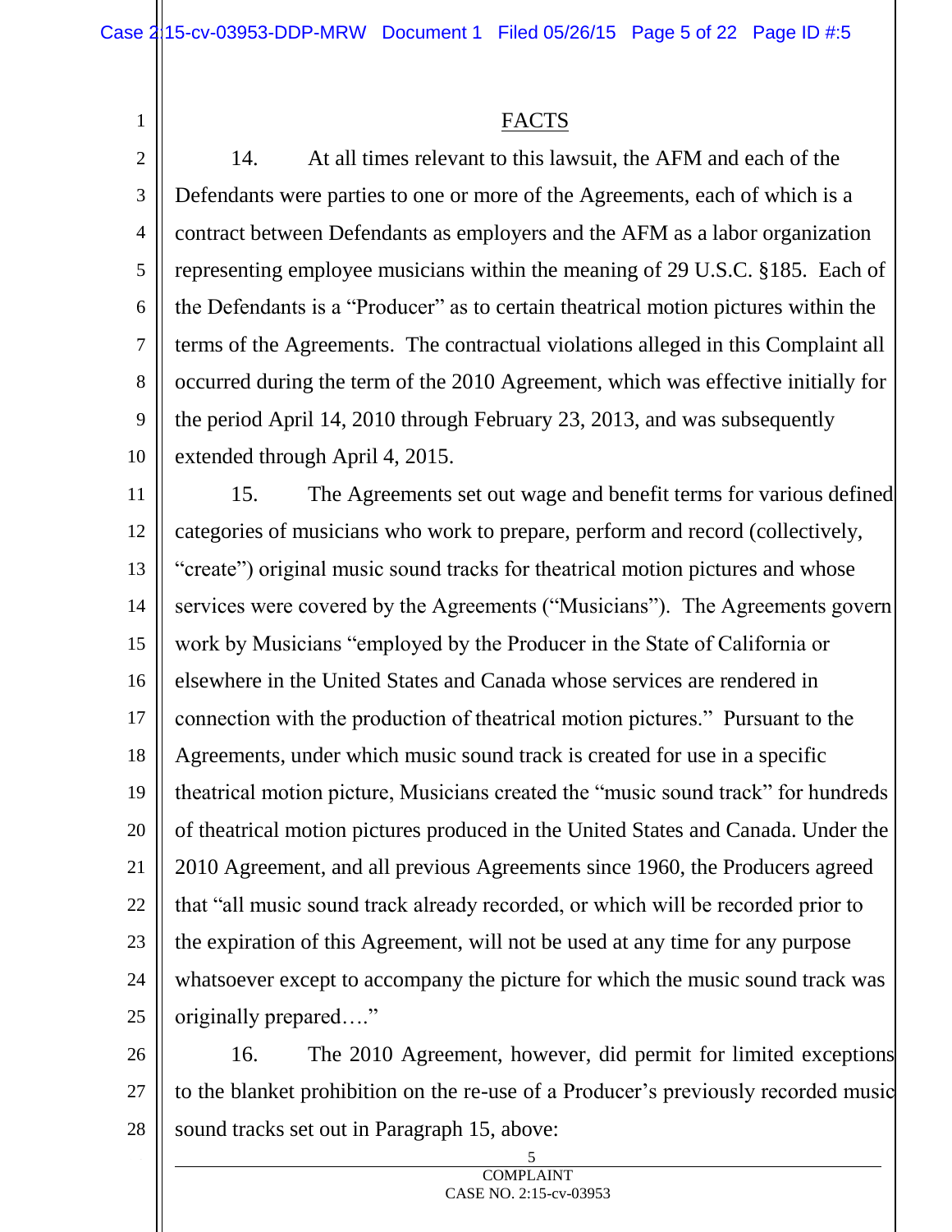## FACTS

14. At all times relevant to this lawsuit, the AFM and each of the Defendants were parties to one or more of the Agreements, each of which is a contract between Defendants as employers and the AFM as a labor organization representing employee musicians within the meaning of 29 U.S.C. §185. Each of the Defendants is a "Producer" as to certain theatrical motion pictures within the terms of the Agreements. The contractual violations alleged in this Complaint all occurred during the term of the 2010 Agreement, which was effective initially for the period April 14, 2010 through February 23, 2013, and was subsequently extended through April 4, 2015.

15. The Agreements set out wage and benefit terms for various defined categories of musicians who work to prepare, perform and record (collectively, "create") original music sound tracks for theatrical motion pictures and whose services were covered by the Agreements ("Musicians"). The Agreements govern work by Musicians "employed by the Producer in the State of California or elsewhere in the United States and Canada whose services are rendered in connection with the production of theatrical motion pictures." Pursuant to the Agreements, under which music sound track is created for use in a specific theatrical motion picture, Musicians created the "music sound track" for hundreds of theatrical motion pictures produced in the United States and Canada. Under the 2010 Agreement, and all previous Agreements since 1960, the Producers agreed that "all music sound track already recorded, or which will be recorded prior to the expiration of this Agreement, will not be used at any time for any purpose whatsoever except to accompany the picture for which the music sound track was originally prepared…."

16. The 2010 Agreement, however, did permit for limited exceptions to the blanket prohibition on the re-use of a Producer's previously recorded music sound tracks set out in Paragraph 15, above: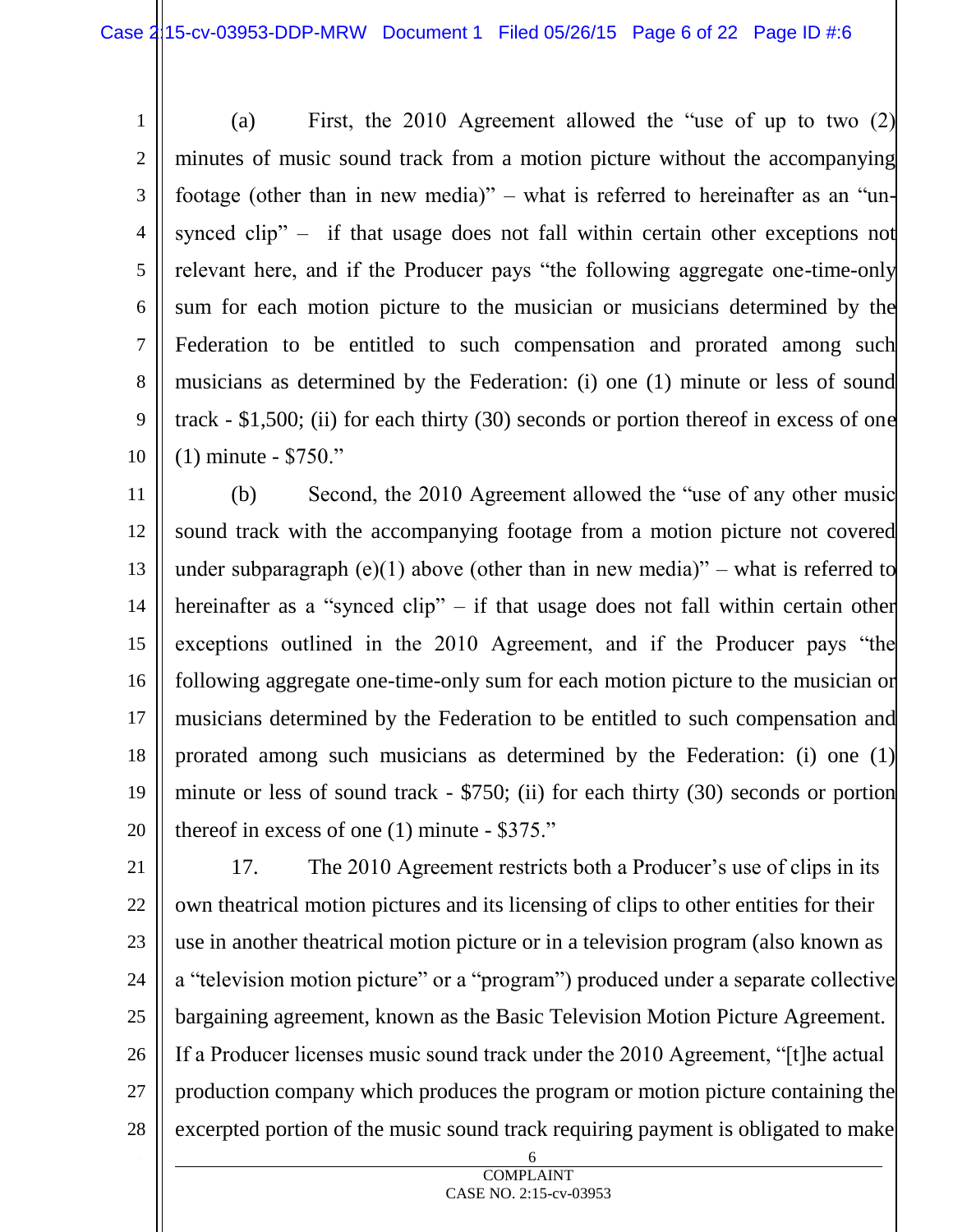(a) First, the 2010 Agreement allowed the "use of up to two (2) minutes of music sound track from a motion picture without the accompanying footage (other than in new media)" – what is referred to hereinafter as an "un-synced clip" – if that usage does not fall within certain other exceptions not relevant here, and if the Producer pays "the following aggregate one-time-only sum for each motion picture to the musician or musicians determined by the Federation to be entitled to such compensation and prorated among such musicians as determined by the Federation: (i) one (1) minute or less of sound track - $1,500; (ii) for each thirty (30) seconds or portion thereof in excess of one (1) minute - $750."

(b) Second, the 2010 Agreement allowed the "use of any other music sound track with the accompanying footage from a motion picture not covered under subparagraph (e)(1) above (other than in new media)" – what is referred to hereinafter as a "synced clip" – if that usage does not fall within certain other exceptions outlined in the 2010 Agreement, and if the Producer pays "the following aggregate one-time-only sum for each motion picture to the musician or musicians determined by the Federation to be entitled to such compensation and prorated among such musicians as determined by the Federation: (i) one (1) minute or less of sound track - $750; (ii) for each thirty (30) seconds or portion thereof in excess of one (1) minute - $375."

17. The 2010 Agreement restricts both a Producer's use of clips in its own theatrical motion pictures and its licensing of clips to other entities for their use in another theatrical motion picture or in a television program (also known as a "television motion picture" or a "program") produced under a separate collective bargaining agreement, known as the Basic Television Motion Picture Agreement. If a Producer licenses music sound track under the 2010 Agreement, "[t]he actual production company which produces the program or motion picture containing the excerpted portion of the music sound track requiring payment is obligated to make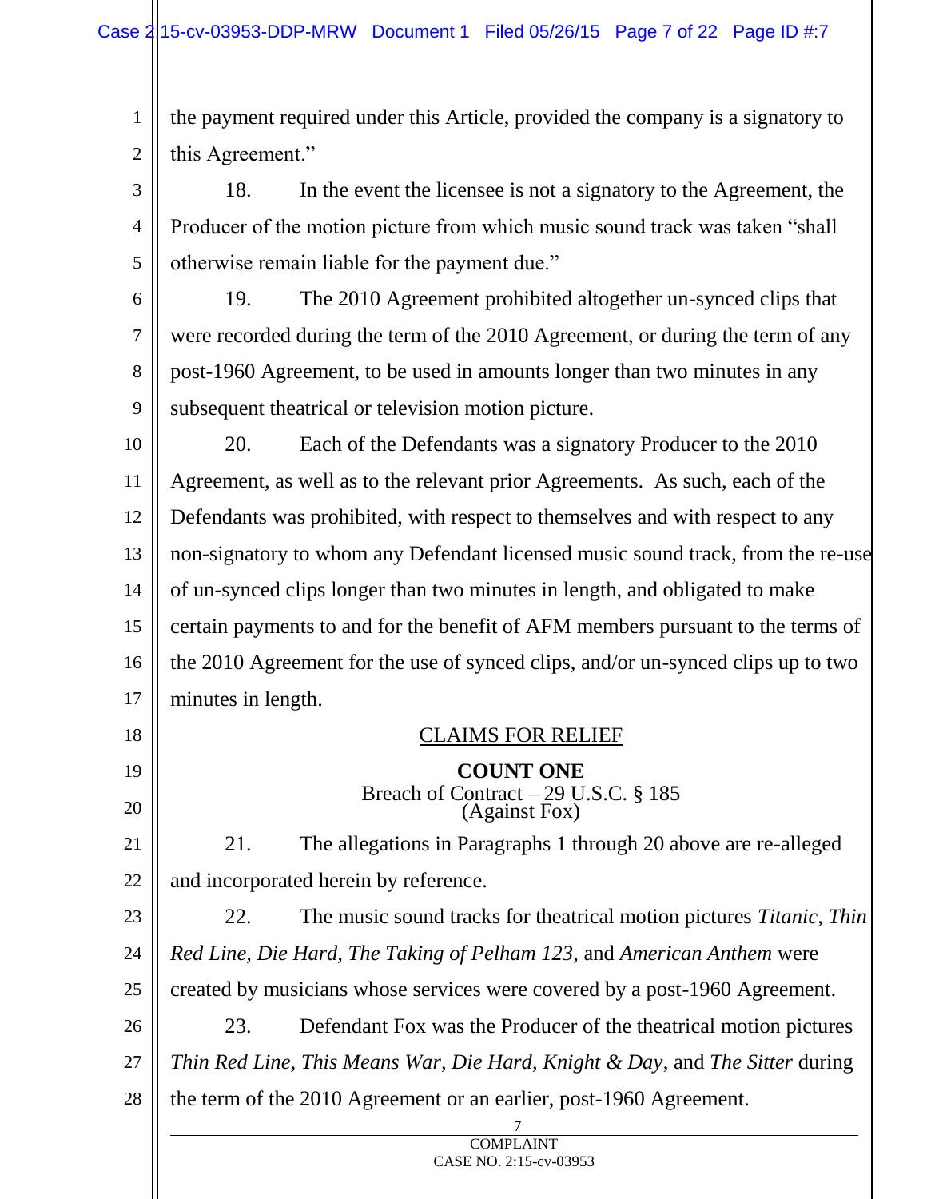the payment required under this Article, provided the company is a signatory to this Agreement."

18. In the event the licensee is not a signatory to the Agreement, the Producer of the motion picture from which music sound track was taken "shall otherwise remain liable for the payment due."

19. The 2010 Agreement prohibited altogether un-synced clips that were recorded during the term of the 2010 Agreement, or during the term of any post-1960 Agreement, to be used in amounts longer than two minutes in any subsequent theatrical or television motion picture.

20. Each of the Defendants was a signatory Producer to the 2010 Agreement, as well as to the relevant prior Agreements. As such, each of the Defendants was prohibited, with respect to themselves and with respect to any non-signatory to whom any Defendant licensed music sound track, from the re-use of un-synced clips longer than two minutes in length, and obligated to make certain payments to and for the benefit of AFM members pursuant to the terms of the 2010 Agreement for the use of synced clips, and/or un-synced clips up to two minutes in length.

## CLAIMS FOR RELIEF

### COUNT ONE
Breach of Contract – 29 U.S.C. § 185
(Against Fox)

21. The allegations in Paragraphs 1 through 20 above are re-alleged and incorporated herein by reference.

22. The music sound tracks for theatrical motion pictures *Titanic, Thin Red Line, Die Hard, The Taking of Pelham 123*, and *American Anthem* were created by musicians whose services were covered by a post-1960 Agreement.

23. Defendant Fox was the Producer of the theatrical motion pictures *Thin Red Line, This Means War, Die Hard, Knight & Day*, and *The Sitter* during the term of the 2010 Agreement or an earlier, post-1960 Agreement.

COMPLAINT
CASE NO. 2:15-cv-03953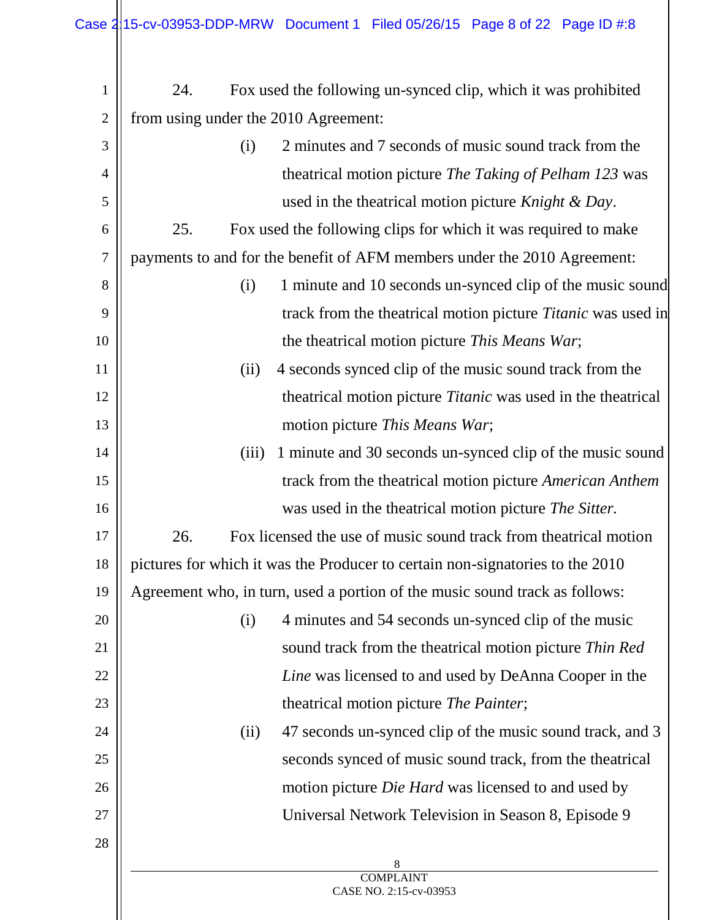24. Fox used the following un-synced clip, which it was prohibited from using under the 2010 Agreement:

> (i) 2 minutes and 7 seconds of music sound track from the theatrical motion picture *The Taking of Pelham 123* was used in the theatrical motion picture *Knight & Day*.

25. Fox used the following clips for which it was required to make payments to and for the benefit of AFM members under the 2010 Agreement:

> (i) 1 minute and 10 seconds un-synced clip of the music sound track from the theatrical motion picture *Titanic* was used in the theatrical motion picture *This Means War*;
>
> (ii) 4 seconds synced clip of the music sound track from the theatrical motion picture *Titanic* was used in the theatrical motion picture *This Means War*;
>
> (iii) 1 minute and 30 seconds un-synced clip of the music sound track from the theatrical motion picture *American Anthem* was used in the theatrical motion picture *The Sitter.*

26. Fox licensed the use of music sound track from theatrical motion pictures for which it was the Producer to certain non-signatories to the 2010 Agreement who, in turn, used a portion of the music sound track as follows:

> (i) 4 minutes and 54 seconds un-synced clip of the music sound track from the theatrical motion picture *Thin Red Line* was licensed to and used by DeAnna Cooper in the theatrical motion picture *The Painter*;
>
> (ii) 47 seconds un-synced clip of the music sound track, and 3 seconds synced of music sound track, from the theatrical motion picture *Die Hard* was licensed to and used by Universal Network Television in Season 8, Episode 9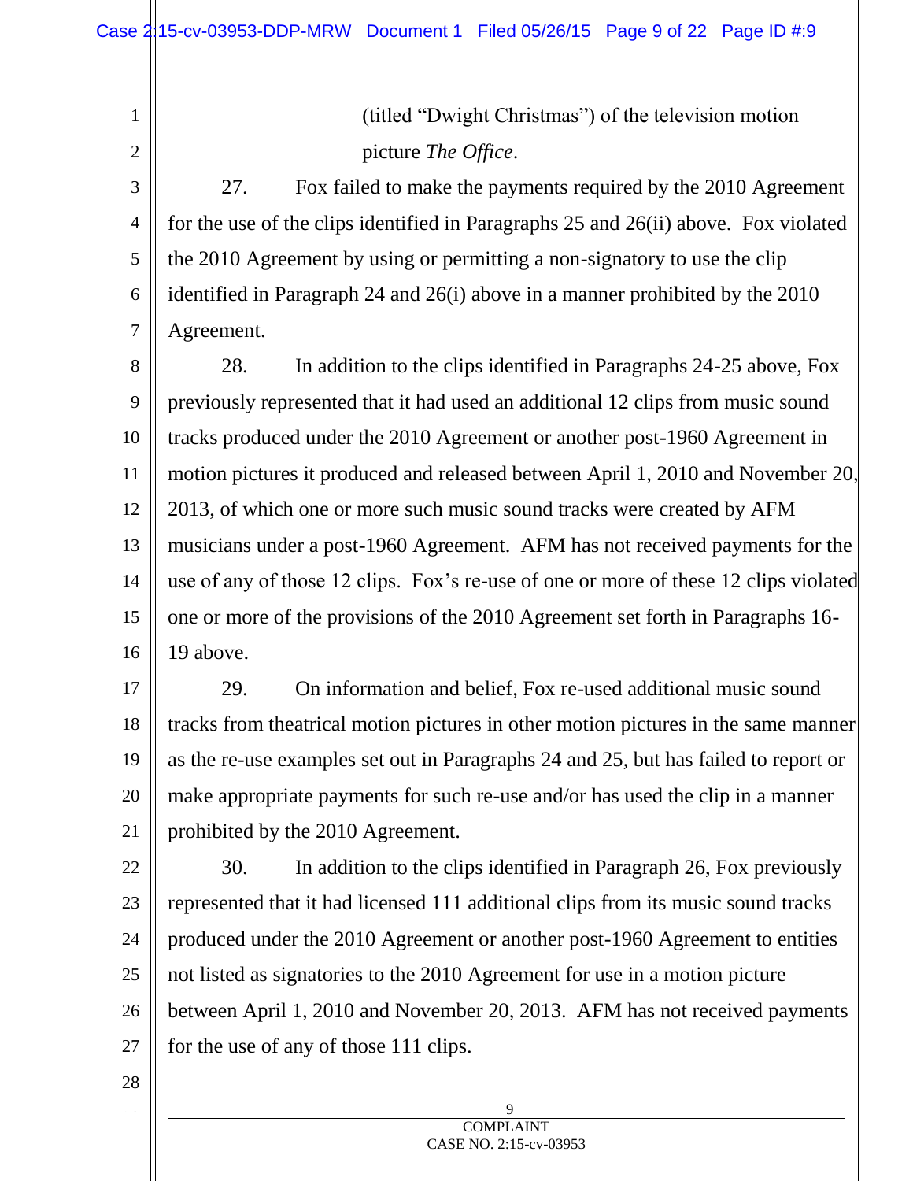(titled "Dwight Christmas") of the television motion picture *The Office*.

27. Fox failed to make the payments required by the 2010 Agreement for the use of the clips identified in Paragraphs 25 and 26(ii) above. Fox violated the 2010 Agreement by using or permitting a non-signatory to use the clip identified in Paragraph 24 and 26(i) above in a manner prohibited by the 2010 Agreement.

28. In addition to the clips identified in Paragraphs 24-25 above, Fox previously represented that it had used an additional 12 clips from music sound tracks produced under the 2010 Agreement or another post-1960 Agreement in motion pictures it produced and released between April 1, 2010 and November 20, 2013, of which one or more such music sound tracks were created by AFM musicians under a post-1960 Agreement. AFM has not received payments for the use of any of those 12 clips. Fox's re-use of one or more of these 12 clips violated one or more of the provisions of the 2010 Agreement set forth in Paragraphs 16-19 above.

29. On information and belief, Fox re-used additional music sound tracks from theatrical motion pictures in other motion pictures in the same manner as the re-use examples set out in Paragraphs 24 and 25, but has failed to report or make appropriate payments for such re-use and/or has used the clip in a manner prohibited by the 2010 Agreement.

30. In addition to the clips identified in Paragraph 26, Fox previously represented that it had licensed 111 additional clips from its music sound tracks produced under the 2010 Agreement or another post-1960 Agreement to entities not listed as signatories to the 2010 Agreement for use in a motion picture between April 1, 2010 and November 20, 2013. AFM has not received payments for the use of any of those 111 clips.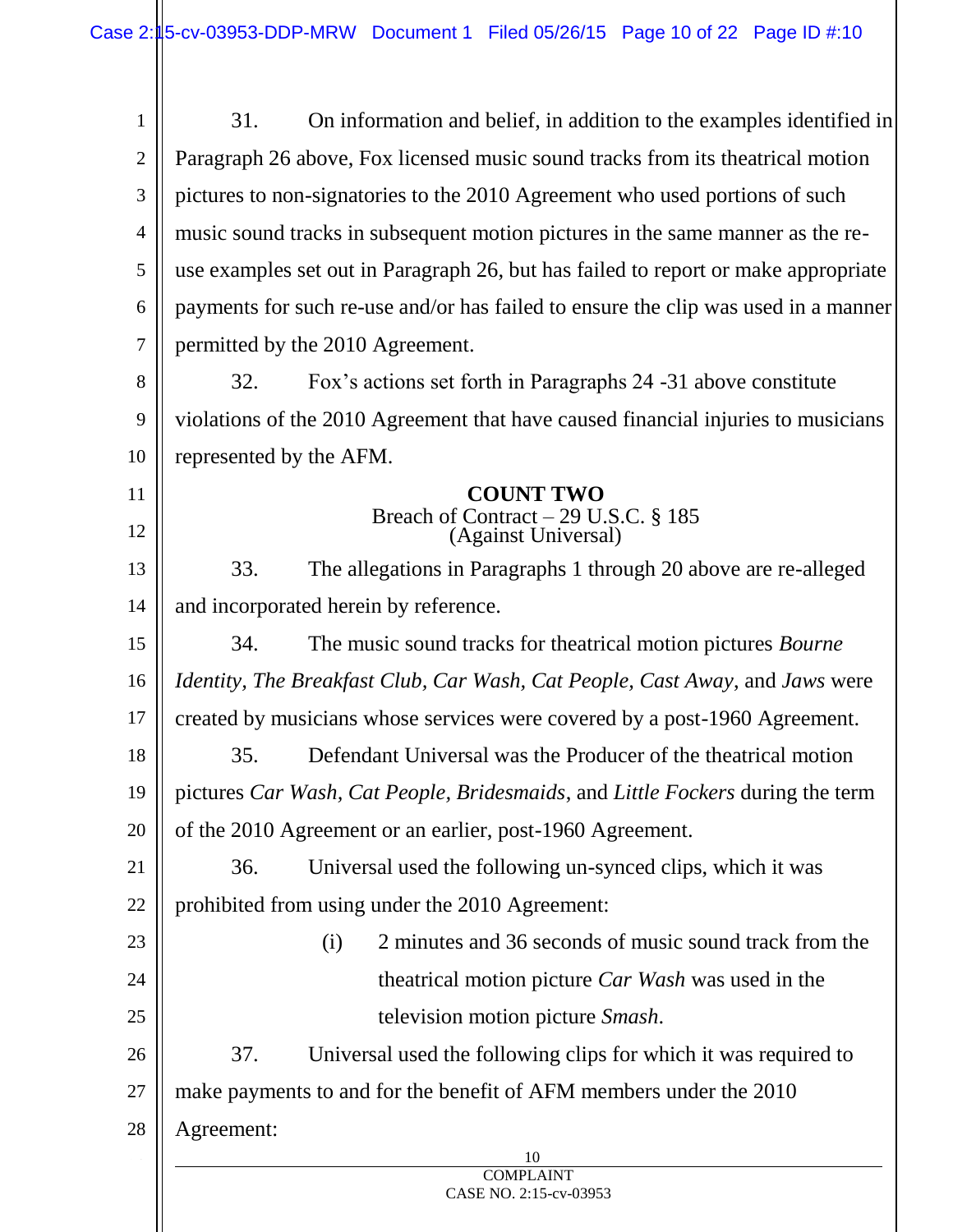31. On information and belief, in addition to the examples identified in Paragraph 26 above, Fox licensed music sound tracks from its theatrical motion pictures to non-signatories to the 2010 Agreement who used portions of such music sound tracks in subsequent motion pictures in the same manner as the re-use examples set out in Paragraph 26, but has failed to report or make appropriate payments for such re-use and/or has failed to ensure the clip was used in a manner permitted by the 2010 Agreement.

32. Fox's actions set forth in Paragraphs 24 -31 above constitute violations of the 2010 Agreement that have caused financial injuries to musicians represented by the AFM.

**COUNT TWO**
Breach of Contract – 29 U.S.C. § 185
(Against Universal)

33. The allegations in Paragraphs 1 through 20 above are re-alleged and incorporated herein by reference.

34. The music sound tracks for theatrical motion pictures *Bourne Identity, The Breakfast Club, Car Wash, Cat People, Cast Away,* and *Jaws* were created by musicians whose services were covered by a post-1960 Agreement.

35. Defendant Universal was the Producer of the theatrical motion pictures *Car Wash, Cat People, Bridesmaids*, and *Little Fockers* during the term of the 2010 Agreement or an earlier, post-1960 Agreement.

36. Universal used the following un-synced clips, which it was prohibited from using under the 2010 Agreement:

(i) 2 minutes and 36 seconds of music sound track from the theatrical motion picture *Car Wash* was used in the television motion picture *Smash.*

37. Universal used the following clips for which it was required to make payments to and for the benefit of AFM members under the 2010 Agreement: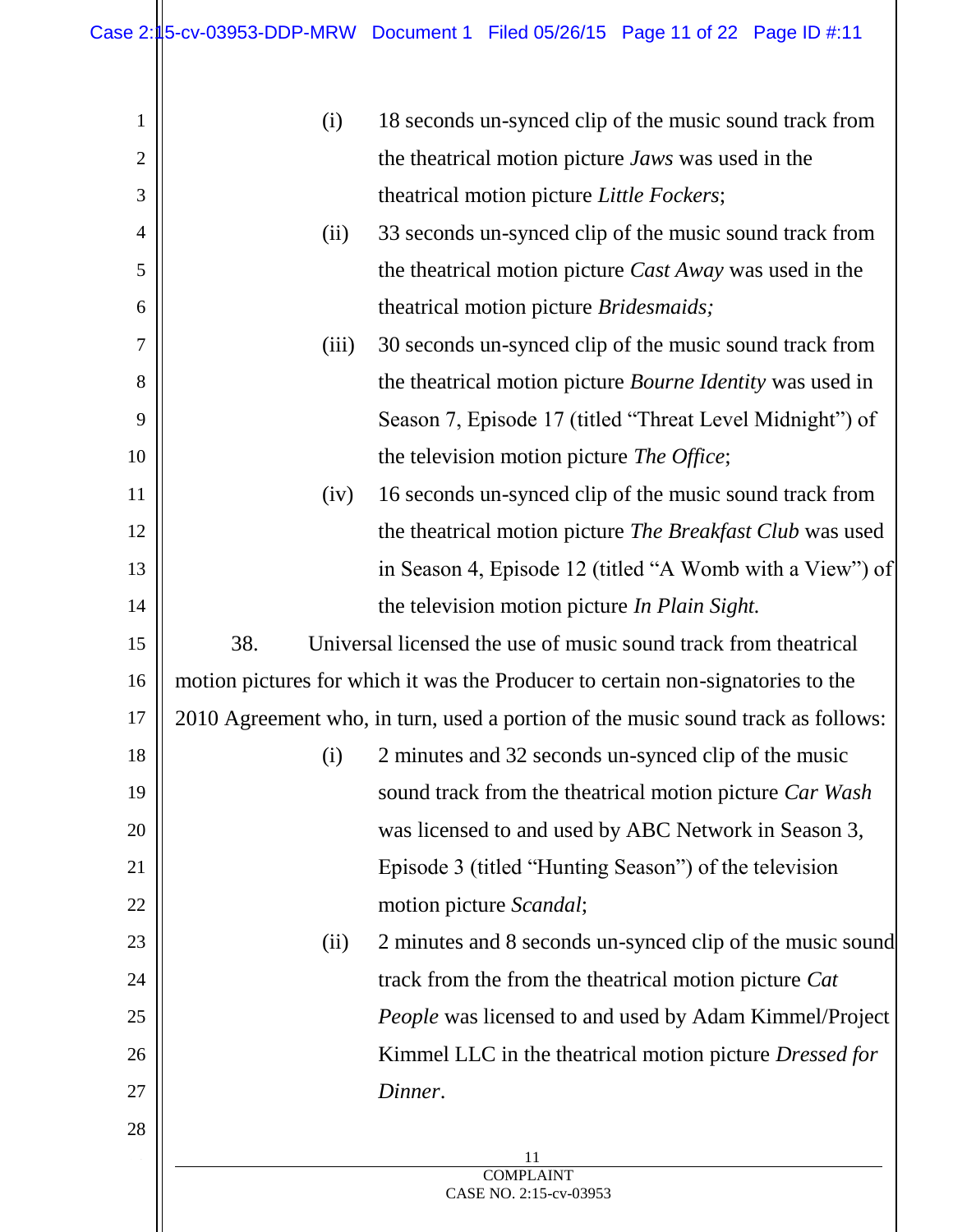(i) 18 seconds un-synced clip of the music sound track from the theatrical motion picture *Jaws* was used in the theatrical motion picture *Little Fockers*;

(ii) 33 seconds un-synced clip of the music sound track from the theatrical motion picture *Cast Away* was used in the theatrical motion picture *Bridesmaids;*

(iii) 30 seconds un-synced clip of the music sound track from the theatrical motion picture *Bourne Identity* was used in Season 7, Episode 17 (titled "Threat Level Midnight") of the television motion picture *The Office*;

(iv) 16 seconds un-synced clip of the music sound track from the theatrical motion picture *The Breakfast Club* was used in Season 4, Episode 12 (titled "A Womb with a View") of the television motion picture *In Plain Sight.*

38. Universal licensed the use of music sound track from theatrical motion pictures for which it was the Producer to certain non-signatories to the 2010 Agreement who, in turn, used a portion of the music sound track as follows:

(i) 2 minutes and 32 seconds un-synced clip of the music sound track from the theatrical motion picture *Car Wash* was licensed to and used by ABC Network in Season 3, Episode 3 (titled "Hunting Season") of the television motion picture *Scandal*;

(ii) 2 minutes and 8 seconds un-synced clip of the music sound track from the from the theatrical motion picture *Cat People* was licensed to and used by Adam Kimmel/Project Kimmel LLC in the theatrical motion picture *Dressed for Dinner*.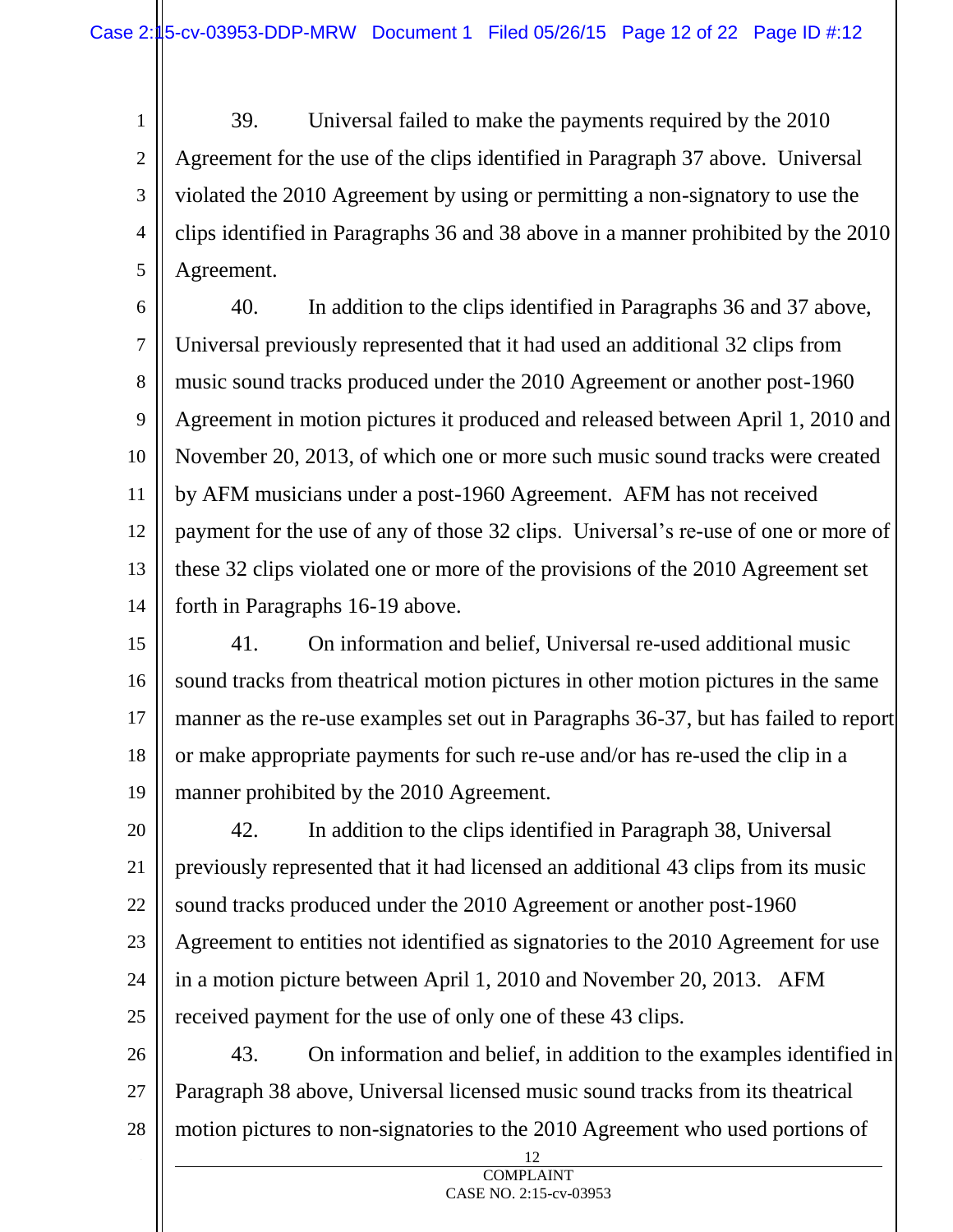39. Universal failed to make the payments required by the 2010 Agreement for the use of the clips identified in Paragraph 37 above. Universal violated the 2010 Agreement by using or permitting a non-signatory to use the clips identified in Paragraphs 36 and 38 above in a manner prohibited by the 2010 Agreement.

40. In addition to the clips identified in Paragraphs 36 and 37 above, Universal previously represented that it had used an additional 32 clips from music sound tracks produced under the 2010 Agreement or another post-1960 Agreement in motion pictures it produced and released between April 1, 2010 and November 20, 2013, of which one or more such music sound tracks were created by AFM musicians under a post-1960 Agreement. AFM has not received payment for the use of any of those 32 clips. Universal's re-use of one or more of these 32 clips violated one or more of the provisions of the 2010 Agreement set forth in Paragraphs 16-19 above.

41. On information and belief, Universal re-used additional music sound tracks from theatrical motion pictures in other motion pictures in the same manner as the re-use examples set out in Paragraphs 36-37, but has failed to report or make appropriate payments for such re-use and/or has re-used the clip in a manner prohibited by the 2010 Agreement.

42. In addition to the clips identified in Paragraph 38, Universal previously represented that it had licensed an additional 43 clips from its music sound tracks produced under the 2010 Agreement or another post-1960 Agreement to entities not identified as signatories to the 2010 Agreement for use in a motion picture between April 1, 2010 and November 20, 2013. AFM received payment for the use of only one of these 43 clips.

43. On information and belief, in addition to the examples identified in Paragraph 38 above, Universal licensed music sound tracks from its theatrical motion pictures to non-signatories to the 2010 Agreement who used portions of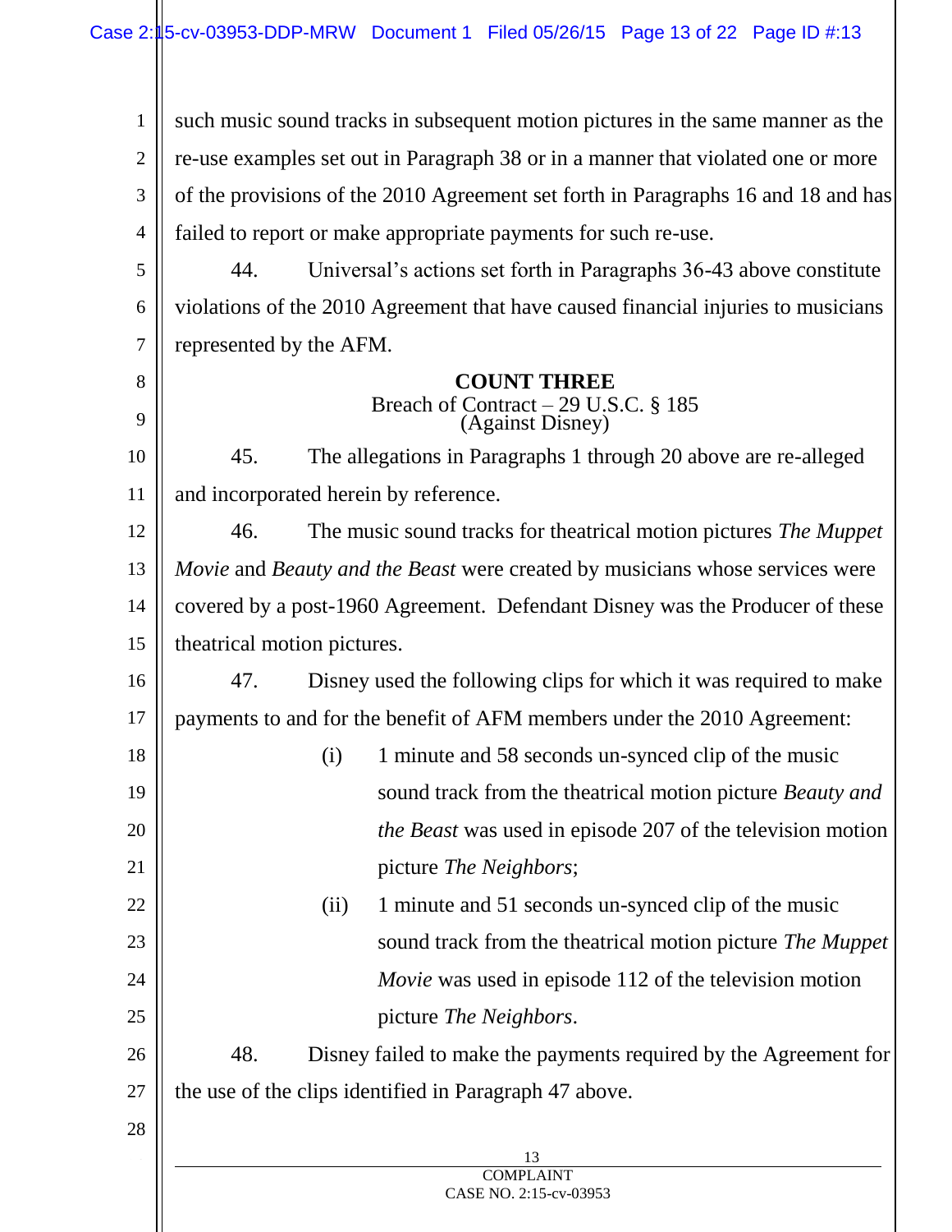such music sound tracks in subsequent motion pictures in the same manner as the re-use examples set out in Paragraph 38 or in a manner that violated one or more of the provisions of the 2010 Agreement set forth in Paragraphs 16 and 18 and has failed to report or make appropriate payments for such re-use.

44. Universal's actions set forth in Paragraphs 36-43 above constitute violations of the 2010 Agreement that have caused financial injuries to musicians represented by the AFM.

**COUNT THREE**
Breach of Contract – 29 U.S.C. § 185
(Against Disney)

45. The allegations in Paragraphs 1 through 20 above are re-alleged and incorporated herein by reference.

46. The music sound tracks for theatrical motion pictures *The Muppet Movie* and *Beauty and the Beast* were created by musicians whose services were covered by a post-1960 Agreement. Defendant Disney was the Producer of these theatrical motion pictures.

47. Disney used the following clips for which it was required to make payments to and for the benefit of AFM members under the 2010 Agreement:

(i) 1 minute and 58 seconds un-synced clip of the music sound track from the theatrical motion picture *Beauty and the Beast* was used in episode 207 of the television motion picture *The Neighbors*;

(ii) 1 minute and 51 seconds un-synced clip of the music sound track from the theatrical motion picture *The Muppet Movie* was used in episode 112 of the television motion picture *The Neighbors*.

48. Disney failed to make the payments required by the Agreement for the use of the clips identified in Paragraph 47 above.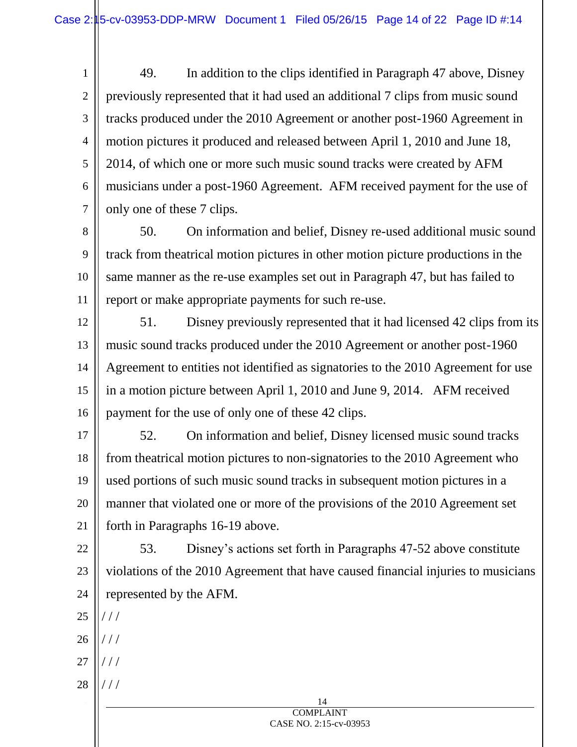49. In addition to the clips identified in Paragraph 47 above, Disney previously represented that it had used an additional 7 clips from music sound tracks produced under the 2010 Agreement or another post-1960 Agreement in motion pictures it produced and released between April 1, 2010 and June 18, 2014, of which one or more such music sound tracks were created by AFM musicians under a post-1960 Agreement. AFM received payment for the use of only one of these 7 clips.

50. On information and belief, Disney re-used additional music sound track from theatrical motion pictures in other motion picture productions in the same manner as the re-use examples set out in Paragraph 47, but has failed to report or make appropriate payments for such re-use.

51. Disney previously represented that it had licensed 42 clips from its music sound tracks produced under the 2010 Agreement or another post-1960 Agreement to entities not identified as signatories to the 2010 Agreement for use in a motion picture between April 1, 2010 and June 9, 2014. AFM received payment for the use of only one of these 42 clips.

52. On information and belief, Disney licensed music sound tracks from theatrical motion pictures to non-signatories to the 2010 Agreement who used portions of such music sound tracks in subsequent motion pictures in a manner that violated one or more of the provisions of the 2010 Agreement set forth in Paragraphs 16-19 above.

53. Disney's actions set forth in Paragraphs 47-52 above constitute violations of the 2010 Agreement that have caused financial injuries to musicians represented by the AFM.

/ / /

/ / /

/ / /

/ / /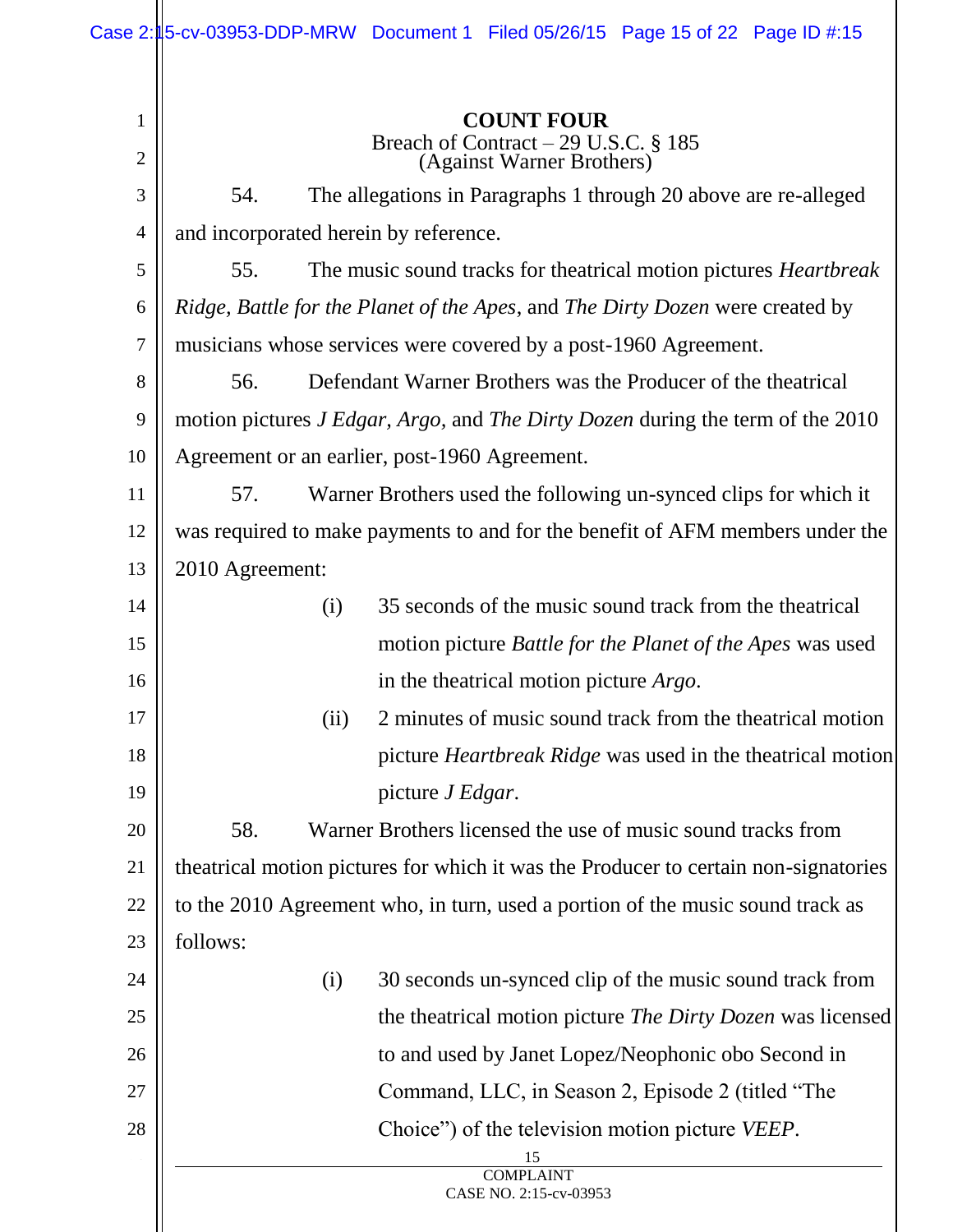**COUNT FOUR**

Breach of Contract – 29 U.S.C. § 185

(Against Warner Brothers)

54. The allegations in Paragraphs 1 through 20 above are re-alleged and incorporated herein by reference.

55. The music sound tracks for theatrical motion pictures *Heartbreak Ridge, Battle for the Planet of the Apes*, and *The Dirty Dozen* were created by musicians whose services were covered by a post-1960 Agreement.

56. Defendant Warner Brothers was the Producer of the theatrical motion pictures *J Edgar, Argo,* and *The Dirty Dozen* during the term of the 2010 Agreement or an earlier, post-1960 Agreement.

57. Warner Brothers used the following un-synced clips for which it was required to make payments to and for the benefit of AFM members under the 2010 Agreement:

(i) 35 seconds of the music sound track from the theatrical motion picture *Battle for the Planet of the Apes* was used in the theatrical motion picture *Argo*.

(ii) 2 minutes of music sound track from the theatrical motion picture *Heartbreak Ridge* was used in the theatrical motion picture *J Edgar*.

58. Warner Brothers licensed the use of music sound tracks from theatrical motion pictures for which it was the Producer to certain non-signatories to the 2010 Agreement who, in turn, used a portion of the music sound track as follows:

(i) 30 seconds un-synced clip of the music sound track from the theatrical motion picture *The Dirty Dozen* was licensed to and used by Janet Lopez/Neophonic obo Second in Command, LLC, in Season 2, Episode 2 (titled "The Choice") of the television motion picture *VEEP*.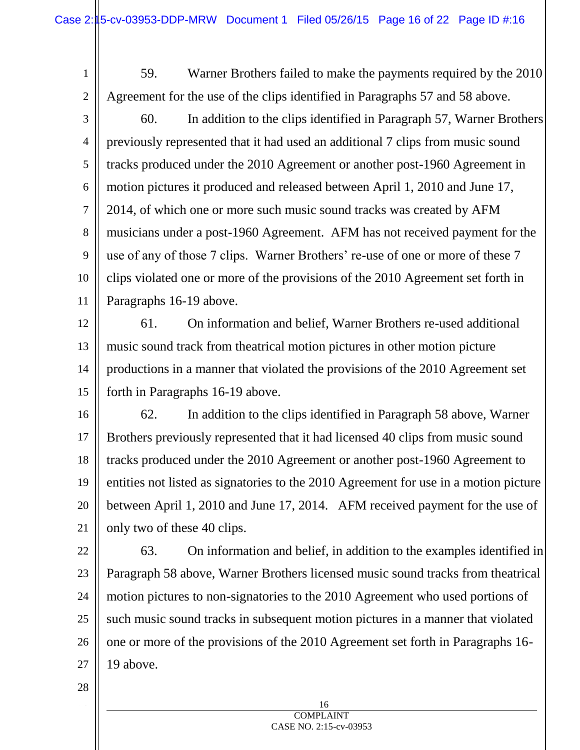59. Warner Brothers failed to make the payments required by the 2010 Agreement for the use of the clips identified in Paragraphs 57 and 58 above.

60. In addition to the clips identified in Paragraph 57, Warner Brothers previously represented that it had used an additional 7 clips from music sound tracks produced under the 2010 Agreement or another post-1960 Agreement in motion pictures it produced and released between April 1, 2010 and June 17, 2014, of which one or more such music sound tracks was created by AFM musicians under a post-1960 Agreement. AFM has not received payment for the use of any of those 7 clips. Warner Brothers' re-use of one or more of these 7 clips violated one or more of the provisions of the 2010 Agreement set forth in Paragraphs 16-19 above.

61. On information and belief, Warner Brothers re-used additional music sound track from theatrical motion pictures in other motion picture productions in a manner that violated the provisions of the 2010 Agreement set forth in Paragraphs 16-19 above.

62. In addition to the clips identified in Paragraph 58 above, Warner Brothers previously represented that it had licensed 40 clips from music sound tracks produced under the 2010 Agreement or another post-1960 Agreement to entities not listed as signatories to the 2010 Agreement for use in a motion picture between April 1, 2010 and June 17, 2014. AFM received payment for the use of only two of these 40 clips.

63. On information and belief, in addition to the examples identified in Paragraph 58 above, Warner Brothers licensed music sound tracks from theatrical motion pictures to non-signatories to the 2010 Agreement who used portions of such music sound tracks in subsequent motion pictures in a manner that violated one or more of the provisions of the 2010 Agreement set forth in Paragraphs 16-19 above.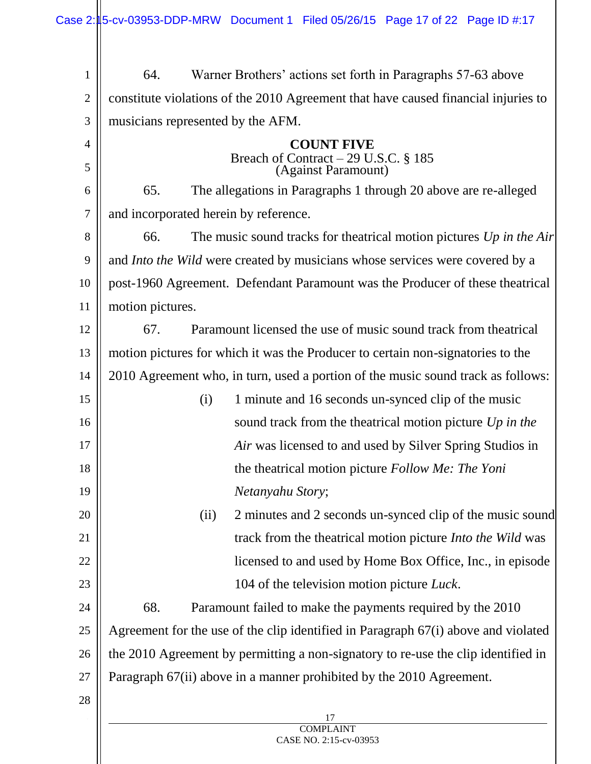64. Warner Brothers' actions set forth in Paragraphs 57-63 above constitute violations of the 2010 Agreement that have caused financial injuries to musicians represented by the AFM.

**COUNT FIVE**

Breach of Contract – 29 U.S.C. § 185
(Against Paramount)

65. The allegations in Paragraphs 1 through 20 above are re-alleged and incorporated herein by reference.

66. The music sound tracks for theatrical motion pictures *Up in the Air* and *Into the Wild* were created by musicians whose services were covered by a post-1960 Agreement. Defendant Paramount was the Producer of these theatrical motion pictures.

67. Paramount licensed the use of music sound track from theatrical motion pictures for which it was the Producer to certain non-signatories to the 2010 Agreement who, in turn, used a portion of the music sound track as follows:

(i) 1 minute and 16 seconds un-synced clip of the music sound track from the theatrical motion picture *Up in the Air* was licensed to and used by Silver Spring Studios in the theatrical motion picture *Follow Me: The Yoni Netanyahu Story*;

(ii) 2 minutes and 2 seconds un-synced clip of the music sound track from the theatrical motion picture *Into the Wild* was licensed to and used by Home Box Office, Inc., in episode 104 of the television motion picture *Luck*.

68. Paramount failed to make the payments required by the 2010 Agreement for the use of the clip identified in Paragraph 67(i) above and violated the 2010 Agreement by permitting a non-signatory to re-use the clip identified in Paragraph 67(ii) above in a manner prohibited by the 2010 Agreement.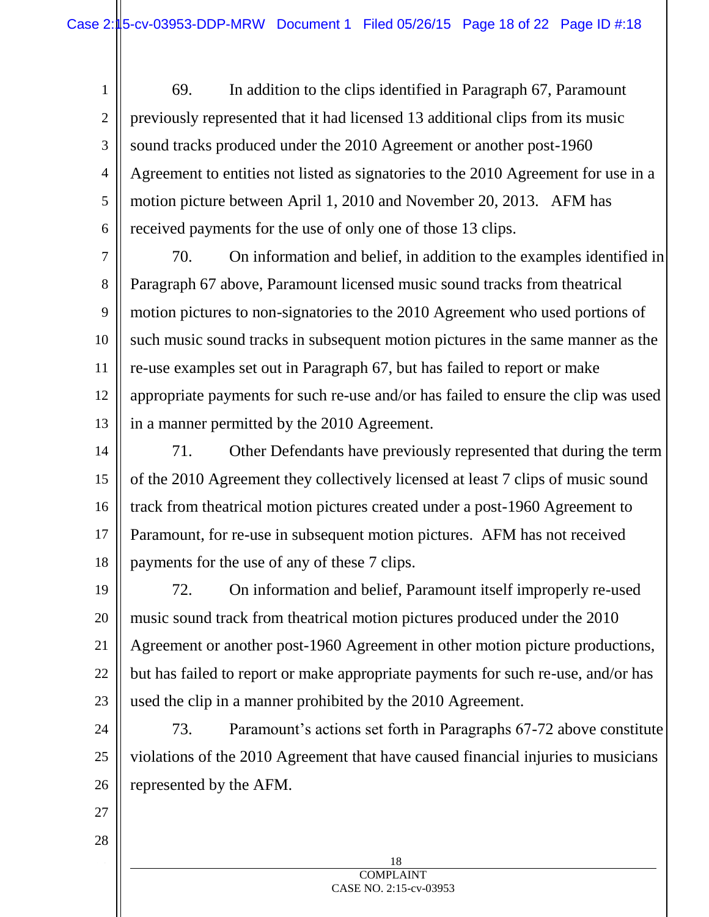69. In addition to the clips identified in Paragraph 67, Paramount previously represented that it had licensed 13 additional clips from its music sound tracks produced under the 2010 Agreement or another post-1960 Agreement to entities not listed as signatories to the 2010 Agreement for use in a motion picture between April 1, 2010 and November 20, 2013. AFM has received payments for the use of only one of those 13 clips.

70. On information and belief, in addition to the examples identified in Paragraph 67 above, Paramount licensed music sound tracks from theatrical motion pictures to non-signatories to the 2010 Agreement who used portions of such music sound tracks in subsequent motion pictures in the same manner as the re-use examples set out in Paragraph 67, but has failed to report or make appropriate payments for such re-use and/or has failed to ensure the clip was used in a manner permitted by the 2010 Agreement.

71. Other Defendants have previously represented that during the term of the 2010 Agreement they collectively licensed at least 7 clips of music sound track from theatrical motion pictures created under a post-1960 Agreement to Paramount, for re-use in subsequent motion pictures. AFM has not received payments for the use of any of these 7 clips.

72. On information and belief, Paramount itself improperly re-used music sound track from theatrical motion pictures produced under the 2010 Agreement or another post-1960 Agreement in other motion picture productions, but has failed to report or make appropriate payments for such re-use, and/or has used the clip in a manner prohibited by the 2010 Agreement.

73. Paramount's actions set forth in Paragraphs 67-72 above constitute violations of the 2010 Agreement that have caused financial injuries to musicians represented by the AFM.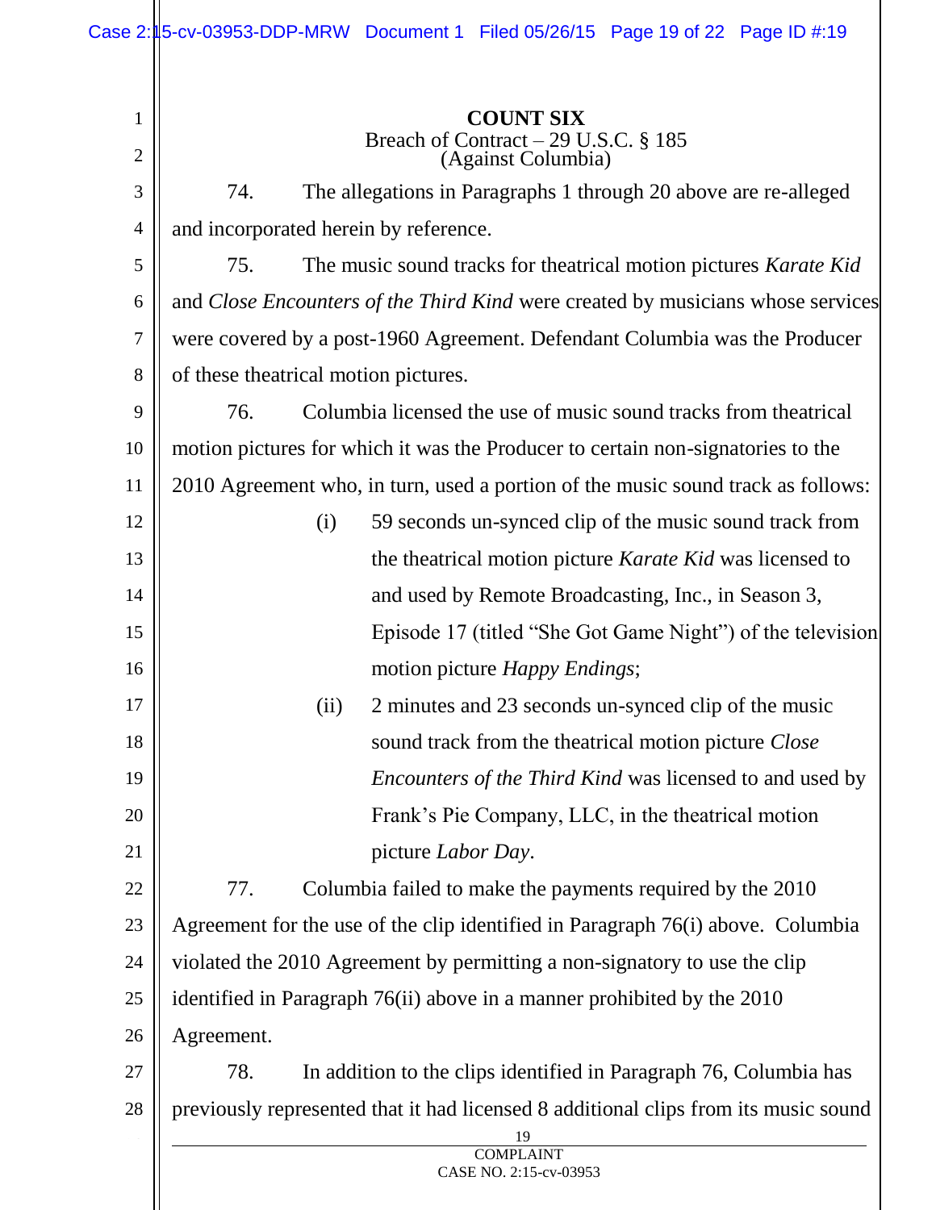**COUNT SIX**

Breach of Contract – 29 U.S.C. § 185

(Against Columbia)

74. The allegations in Paragraphs 1 through 20 above are re-alleged and incorporated herein by reference.

75. The music sound tracks for theatrical motion pictures *Karate Kid* and *Close Encounters of the Third Kind* were created by musicians whose services were covered by a post-1960 Agreement. Defendant Columbia was the Producer of these theatrical motion pictures.

76. Columbia licensed the use of music sound tracks from theatrical motion pictures for which it was the Producer to certain non-signatories to the 2010 Agreement who, in turn, used a portion of the music sound track as follows:

(i) 59 seconds un-synced clip of the music sound track from the theatrical motion picture *Karate Kid* was licensed to and used by Remote Broadcasting, Inc., in Season 3, Episode 17 (titled "She Got Game Night") of the television motion picture *Happy Endings*;

(ii) 2 minutes and 23 seconds un-synced clip of the music sound track from the theatrical motion picture *Close Encounters of the Third Kind* was licensed to and used by Frank's Pie Company, LLC, in the theatrical motion picture *Labor Day*.

77. Columbia failed to make the payments required by the 2010 Agreement for the use of the clip identified in Paragraph 76(i) above. Columbia violated the 2010 Agreement by permitting a non-signatory to use the clip identified in Paragraph 76(ii) above in a manner prohibited by the 2010 Agreement.

78. In addition to the clips identified in Paragraph 76, Columbia has previously represented that it had licensed 8 additional clips from its music sound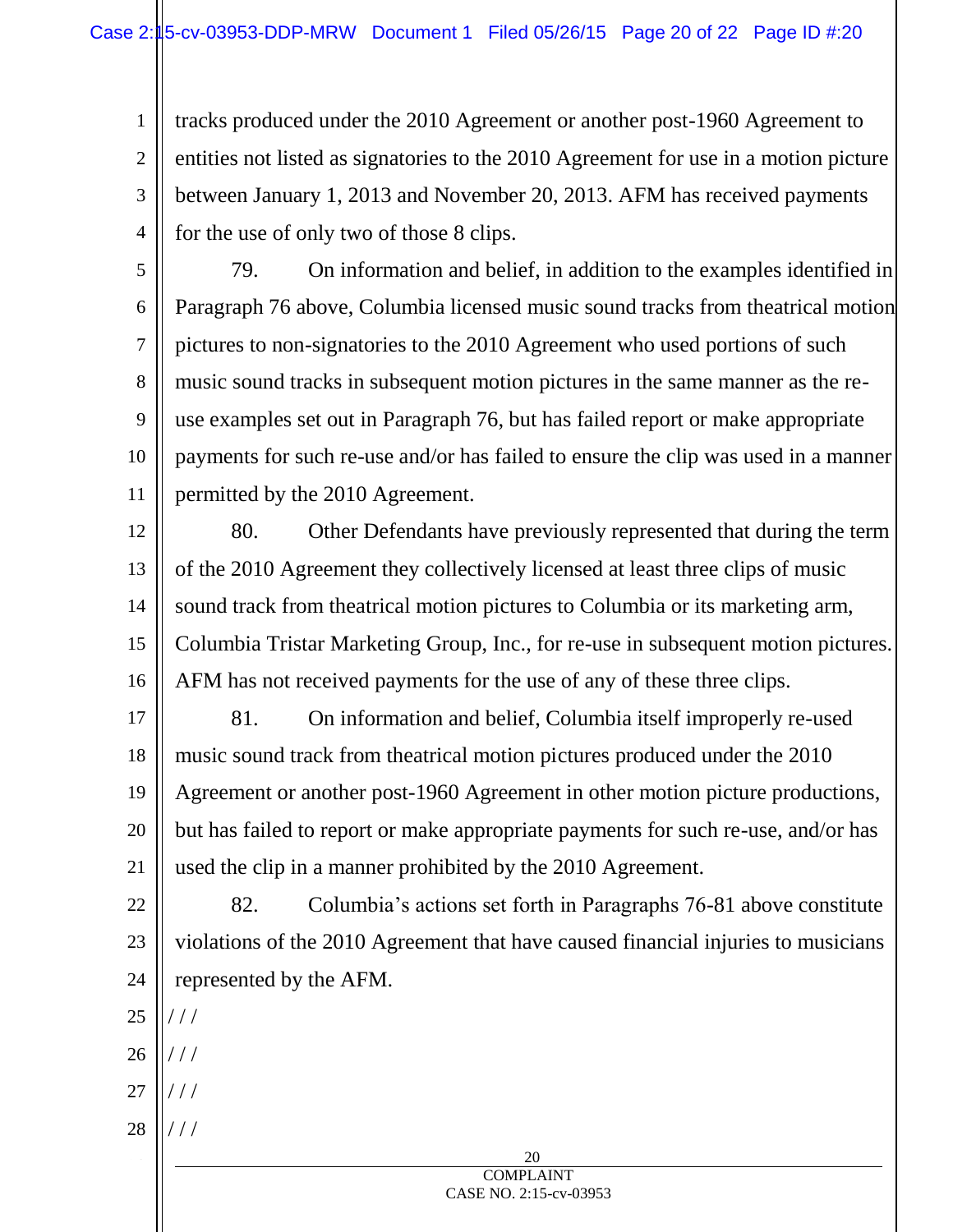tracks produced under the 2010 Agreement or another post-1960 Agreement to entities not listed as signatories to the 2010 Agreement for use in a motion picture between January 1, 2013 and November 20, 2013. AFM has received payments for the use of only two of those 8 clips.

79. On information and belief, in addition to the examples identified in Paragraph 76 above, Columbia licensed music sound tracks from theatrical motion pictures to non-signatories to the 2010 Agreement who used portions of such music sound tracks in subsequent motion pictures in the same manner as the re-use examples set out in Paragraph 76, but has failed report or make appropriate payments for such re-use and/or has failed to ensure the clip was used in a manner permitted by the 2010 Agreement.

80. Other Defendants have previously represented that during the term of the 2010 Agreement they collectively licensed at least three clips of music sound track from theatrical motion pictures to Columbia or its marketing arm, Columbia Tristar Marketing Group, Inc., for re-use in subsequent motion pictures. AFM has not received payments for the use of any of these three clips.

81. On information and belief, Columbia itself improperly re-used music sound track from theatrical motion pictures produced under the 2010 Agreement or another post-1960 Agreement in other motion picture productions, but has failed to report or make appropriate payments for such re-use, and/or has used the clip in a manner prohibited by the 2010 Agreement.

82. Columbia's actions set forth in Paragraphs 76-81 above constitute violations of the 2010 Agreement that have caused financial injuries to musicians represented by the AFM.

/ / /

/ / /

/ / /

/ / /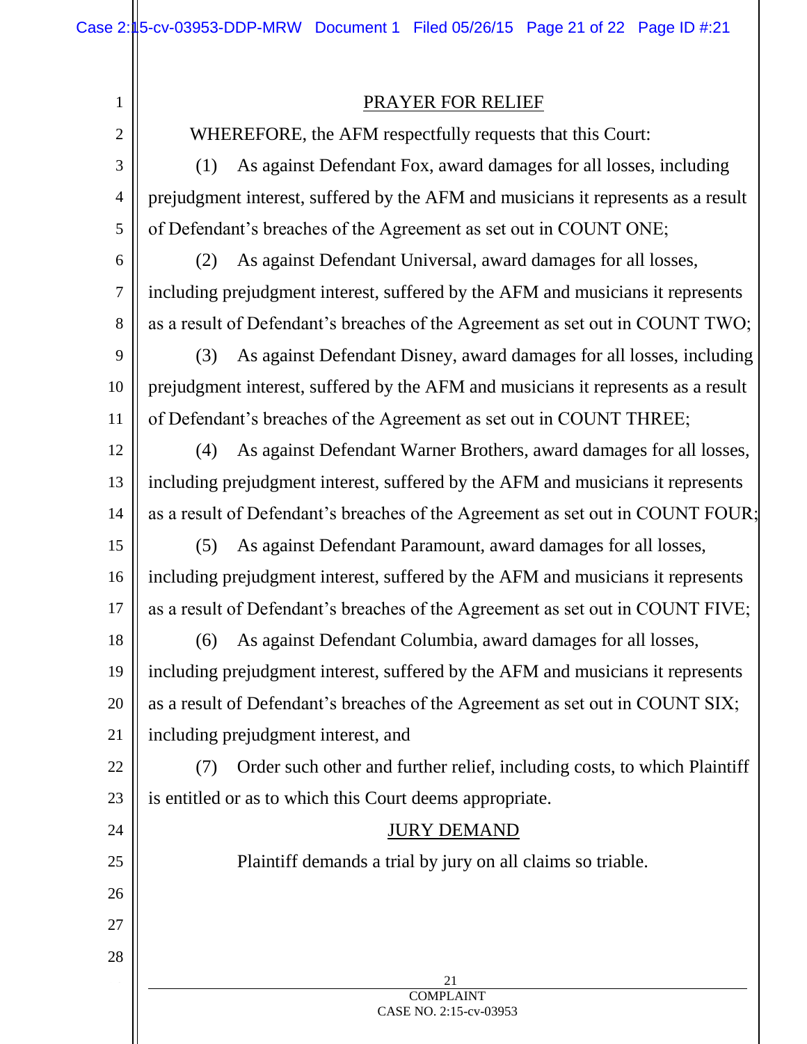## PRAYER FOR RELIEF

WHEREFORE, the AFM respectfully requests that this Court:

(1) As against Defendant Fox, award damages for all losses, including prejudgment interest, suffered by the AFM and musicians it represents as a result of Defendant's breaches of the Agreement as set out in COUNT ONE;

(2) As against Defendant Universal, award damages for all losses, including prejudgment interest, suffered by the AFM and musicians it represents as a result of Defendant's breaches of the Agreement as set out in COUNT TWO;

(3) As against Defendant Disney, award damages for all losses, including prejudgment interest, suffered by the AFM and musicians it represents as a result of Defendant's breaches of the Agreement as set out in COUNT THREE;

(4) As against Defendant Warner Brothers, award damages for all losses, including prejudgment interest, suffered by the AFM and musicians it represents as a result of Defendant's breaches of the Agreement as set out in COUNT FOUR;

(5) As against Defendant Paramount, award damages for all losses, including prejudgment interest, suffered by the AFM and musicians it represents as a result of Defendant's breaches of the Agreement as set out in COUNT FIVE;

(6) As against Defendant Columbia, award damages for all losses, including prejudgment interest, suffered by the AFM and musicians it represents as a result of Defendant's breaches of the Agreement as set out in COUNT SIX; including prejudgment interest, and

(7) Order such other and further relief, including costs, to which Plaintiff is entitled or as to which this Court deems appropriate.

## JURY DEMAND

Plaintiff demands a trial by jury on all claims so triable.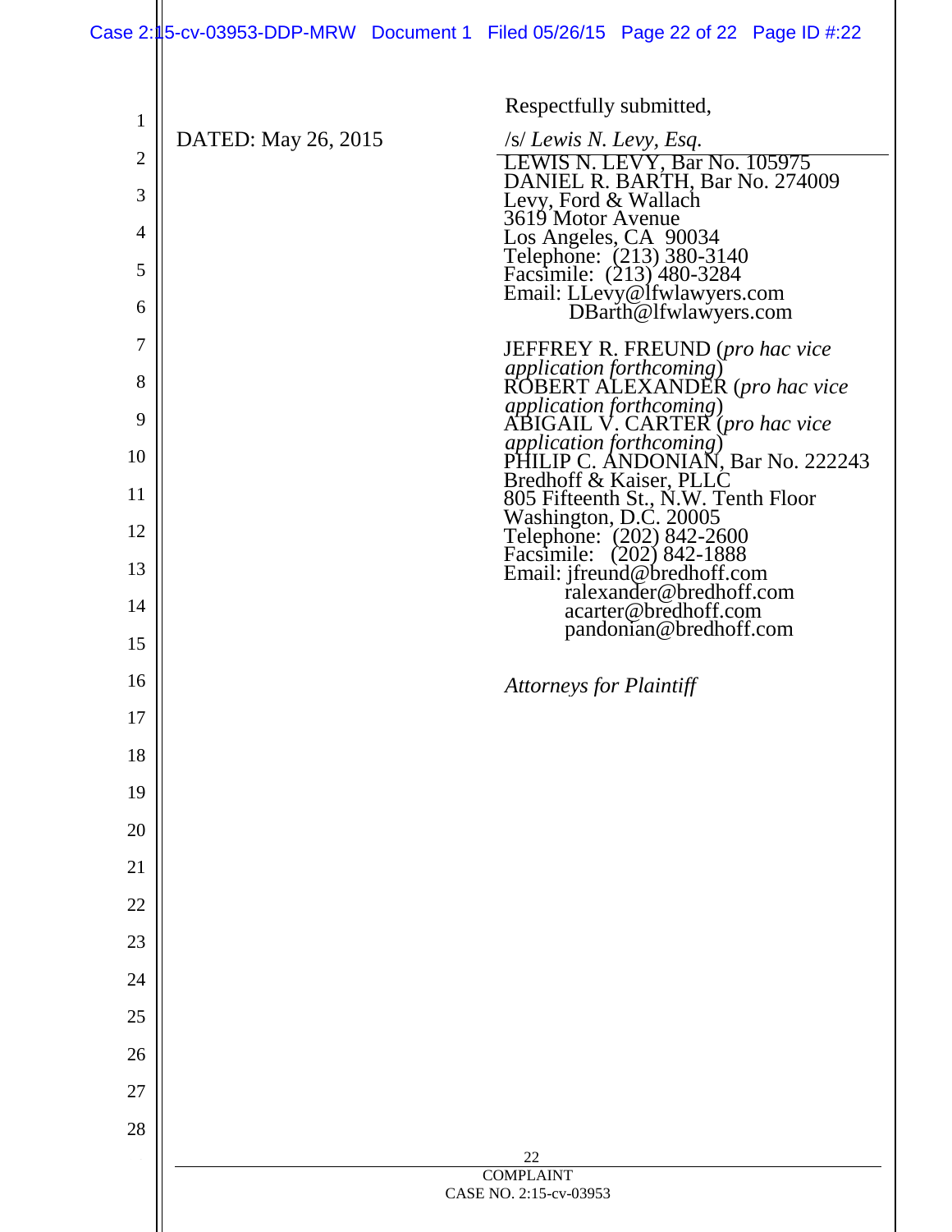Respectfully submitted,

DATED: May 26, 2015

/s/ *Lewis N. Levy, Esq.*

LEWIS N. LEVY, Bar No. 105975
DANIEL R. BARTH, Bar No. 274009
Levy, Ford & Wallach
3619 Motor Avenue
Los Angeles, CA 90034
Telephone: (213) 380-3140
Facsimile: (213) 480-3284
Email: LLevy@lfwlawyers.com
DBarth@lfwlawyers.com

JEFFREY R. FREUND (*pro hac vice application forthcoming*)
ROBERT ALEXANDER (*pro hac vice application forthcoming*)
ABIGAIL V. CARTER (*pro hac vice application forthcoming*)
PHILIP C. ANDONIAN, Bar No. 222243
Bredhoff & Kaiser, PLLC
805 Fifteenth St., N.W. Tenth Floor
Washington, D.C. 20005
Telephone: (202) 842-2600
Facsimile: (202) 842-1888
Email: jfreund@bredhoff.com
ralexander@bredhoff.com
acarter@bredhoff.com
pandonian@bredhoff.com

*Attorneys for Plaintiff*